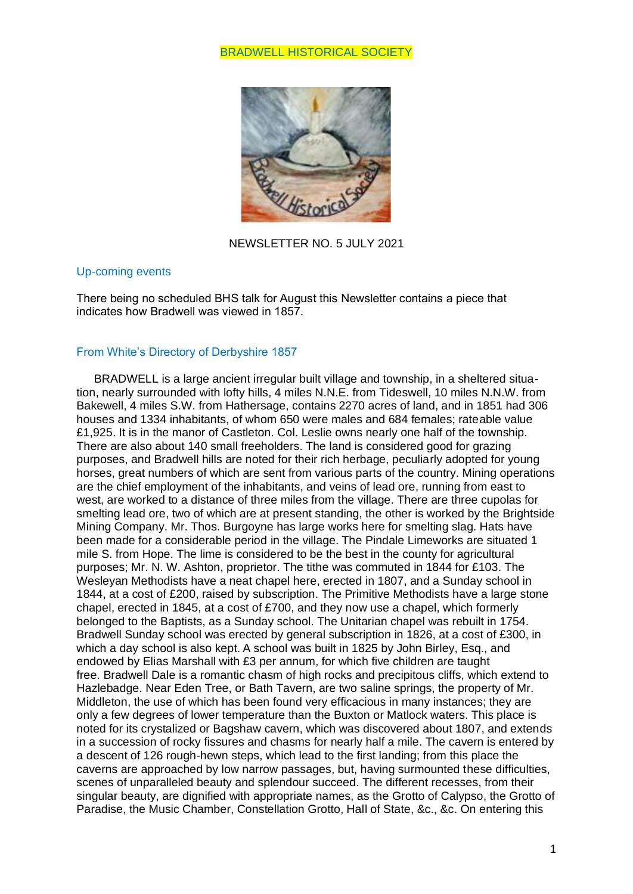# BRADWELL HISTORICAL SOCIETY

NEWSLETTER NO. 5 JULY 2021

## Up-coming events

There being no scheduled BHS talk for August this Newsletter contains a piece that indicates how Bradwell was viewed in 1857.

## From White's Directory of Derbyshire 1857

BRADWELL is a large ancient irregular built village and township, in a sheltered situation, nearly surrounded with lofty hills, 4 miles N.N.E. from Tideswell, 10 miles N.N.W. from Bakewell, 4 miles S.W. from Hathersage, contains 2270 acres of land, and in 1851 had 306 houses and 1334 inhabitants, of whom 650 were males and 684 females; rateable value £1,925. It is in the manor of Castleton. Col. Leslie owns nearly one half of the township. There are also about 140 small freeholders. The land is considered good for grazing purposes, and Bradwell hills are noted for their rich herbage, peculiarly adopted for young horses, great numbers of which are sent from various parts of the country. Mining operations are the chief employment of the inhabitants, and veins of lead ore, running from east to west, are worked to a distance of three miles from the village. There are three cupolas for smelting lead ore, two of which are at present standing, the other is worked by the Brightside Mining Company. Mr. Thos. Burgoyne has large works here for smelting slag. Hats have been made for a considerable period in the village. The Pindale Limeworks are situated 1 mile S. from Hope. The lime is considered to be the best in the county for agricultural purposes; Mr. N. W. Ashton, proprietor. The tithe was commuted in 1844 for £103. The Wesleyan Methodists have a neat chapel here, erected in 1807, and a Sunday school in 1844, at a cost of £200, raised by subscription. The Primitive Methodists have a large stone chapel, erected in 1845, at a cost of £700, and they now use a chapel, which formerly belonged to the Baptists, as a Sunday school. The Unitarian chapel was rebuilt in 1754. Bradwell Sunday school was erected by general subscription in 1826, at a cost of £300, in which a day school is also kept. A school was built in 1825 by John Birley, Esq., and endowed by Elias Marshall with £3 per annum, for which five children are taught free. Bradwell Dale is a romantic chasm of high rocks and precipitous cliffs, which extend to Hazlebadge. Near Eden Tree, or Bath Tavern, are two saline springs, the property of Mr. Middleton, the use of which has been found very efficacious in many instances; they are only a few degrees of lower temperature than the Buxton or Matlock waters. This place is noted for its crystalized or Bagshaw cavern, which was discovered about 1807, and extends in a succession of rocky fissures and chasms for nearly half a mile. The cavern is entered by a descent of 126 rough-hewn steps, which lead to the first landing; from this place the caverns are approached by low narrow passages, but, having surmounted these difficulties, scenes of unparalleled beauty and splendour succeed. The different recesses, from their singular beauty, are dignified with appropriate names, as the Grotto of Calypso, the Grotto of Paradise, the Music Chamber, Constellation Grotto, Hall of State, &c., &c. On entering this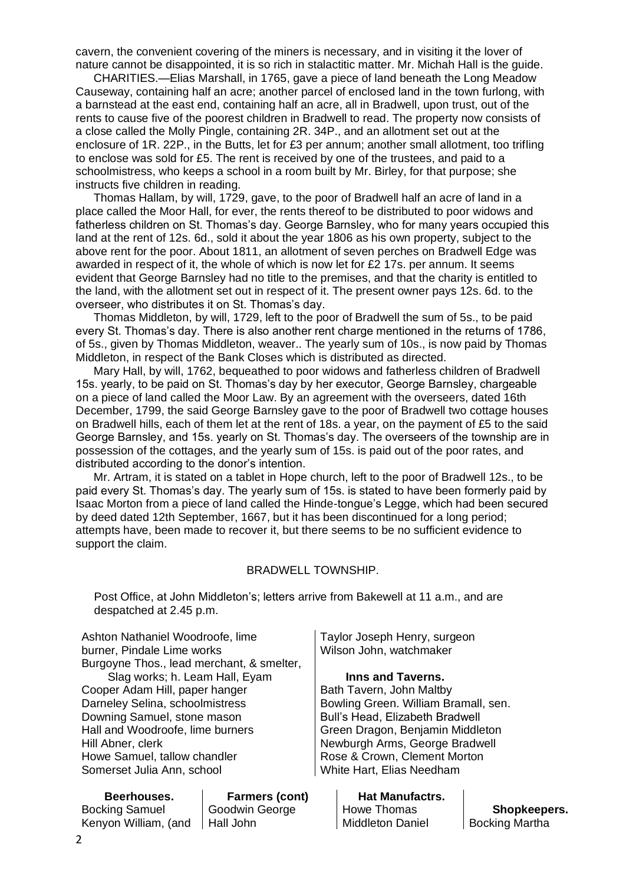cavern, the convenient covering of the miners is necessary, and in visiting it the lover of nature cannot be disappointed, it is so rich in stalactitic matter. Mr. Michah Hall is the guide.

CHARITIES.—Elias Marshall, in 1765, gave a piece of land beneath the Long Meadow Causeway, containing half an acre; another parcel of enclosed land in the town furlong, with a barnstead at the east end, containing half an acre, all in Bradwell, upon trust, out of the rents to cause five of the poorest children in Bradwell to read. The property now consists of a close called the Molly Pingle, containing 2R. 34P., and an allotment set out at the enclosure of 1R. 22P., in the Butts, let for £3 per annum; another small allotment, too trifling to enclose was sold for £5. The rent is received by one of the trustees, and paid to a schoolmistress, who keeps a school in a room built by Mr. Birley, for that purpose; she instructs five children in reading.

Thomas Hallam, by will, 1729, gave, to the poor of Bradwell half an acre of land in a place called the Moor Hall, for ever, the rents thereof to be distributed to poor widows and fatherless children on St. Thomas's day. George Barnsley, who for many years occupied this land at the rent of 12s. 6d., sold it about the year 1806 as his own property, subject to the above rent for the poor. About 1811, an allotment of seven perches on Bradwell Edge was awarded in respect of it, the whole of which is now let for £2 17s. per annum. It seems evident that George Barnsley had no title to the premises, and that the charity is entitled to the land, with the allotment set out in respect of it. The present owner pays 12s. 6d. to the overseer, who distributes it on St. Thomas's day.

Thomas Middleton, by will, 1729, left to the poor of Bradwell the sum of 5s., to be paid every St. Thomas's day. There is also another rent charge mentioned in the returns of 1786, of 5s., given by Thomas Middleton, weaver.. The yearly sum of 10s., is now paid by Thomas Middleton, in respect of the Bank Closes which is distributed as directed.

Mary Hall, by will, 1762, bequeathed to poor widows and fatherless children of Bradwell 15s. yearly, to be paid on St. Thomas's day by her executor, George Barnsley, chargeable on a piece of land called the Moor Law. By an agreement with the overseers, dated 16th December, 1799, the said George Barnsley gave to the poor of Bradwell two cottage houses on Bradwell hills, each of them let at the rent of 18s. a year, on the payment of £5 to the said George Barnsley, and 15s. yearly on St. Thomas's day. The overseers of the township are in possession of the cottages, and the yearly sum of 15s. is paid out of the poor rates, and distributed according to the donor's intention.

Mr. Artram, it is stated on a tablet in Hope church, left to the poor of Bradwell 12s., to be paid every St. Thomas's day. The yearly sum of 15s. is stated to have been formerly paid by Isaac Morton from a piece of land called the Hinde-tongue's Legge, which had been secured by deed dated 12th September, 1667, but it has been discontinued for a long period; attempts have, been made to recover it, but there seems to be no sufficient evidence to support the claim.

## BRADWELL TOWNSHIP.

Post Office, at John Middleton's; letters arrive from Bakewell at 11 a.m., and are despatched at 2.45 p.m.

Ashton Nathaniel Woodroofe, lime burner, Pindale Lime works
Burgoyne Thos., lead merchant, & smelter, Slag works; h. Leam Hall, Eyam
Cooper Adam Hill, paper hanger
Darneley Selina, schoolmistress
Downing Samuel, stone mason
Hall and Woodroofe, lime burners
Hill Abner, clerk
Howe Samuel, tallow chandler
Somerset Julia Ann, school
Taylor Joseph Henry, surgeon
Wilson John, watchmaker

**Inns and Taverns.**

Bath Tavern, John Maltby
Bowling Green. William Bramall, sen.
Bull's Head, Elizabeth Bradwell
Green Dragon, Benjamin Middleton
Newburgh Arms, George Bradwell
Rose & Crown, Clement Morton
White Hart, Elias Needham

**Beerhouses.**

Bocking Samuel
Kenyon William, (and

**Farmers (cont)**

Goodwin George
Hall John

**Hat Manufactrs.**

Howe Thomas
Middleton Daniel

**Shopkeepers.**

Bocking Martha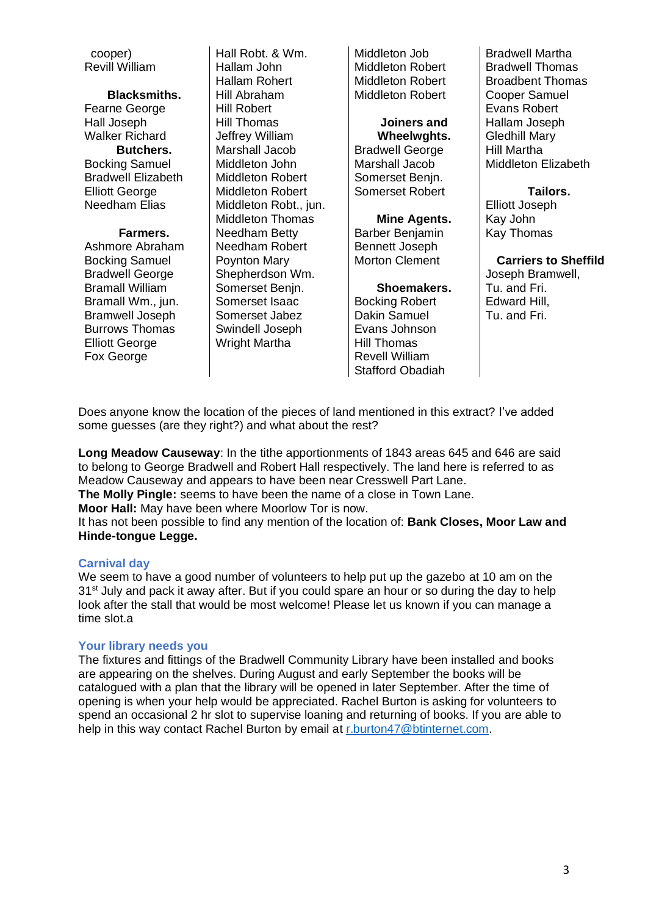cooper)
Revill William

**Blacksmiths.**

Fearne George
Hall Joseph
Walker Richard

**Butchers.**

Bocking Samuel
Bradwell Elizabeth
Elliott George
Needham Elias

**Farmers.**

Ashmore Abraham
Bocking Samuel
Bradwell George
Bramall William
Bramall Wm., jun.
Bramwell Joseph
Burrows Thomas
Elliott George
Fox George
Hall Robt. & Wm.
Hallam John
Hallam Robert
Hill Abraham
Hill Robert
Hill Thomas
Jeffrey William
Marshall Jacob
Middleton John
Middleton Robert
Middleton Robert
Middleton Robt., jun.
Middleton Thomas
Needham Betty
Needham Robert
Poynton Mary
Shepherdson Wm.
Somerset Benjn.
Somerset Isaac
Somerset Jabez
Swindell Joseph
Wright Martha
Middleton Job
Middleton Robert
Middleton Robert
Middleton Robert

**Joiners and Wheelwghts.**

Bradwell George
Marshall Jacob
Somerset Benjn.
Somerset Robert

**Mine Agents.**

Barber Benjamin
Bennett Joseph
Morton Clement

**Shoemakers.**

Bocking Robert
Dakin Samuel
Evans Johnson
Hill Thomas
Revell William
Stafford Obadiah
Bradwell Martha
Bradwell Thomas
Broadbent Thomas
Cooper Samuel
Evans Robert
Hallam Joseph
Gledhill Mary
Hill Martha
Middleton Elizabeth

**Tailors.**

Elliott Joseph
Kay John
Kay Thomas

**Carriers to Sheffild**

Joseph Bramwell,
Tu. and Fri.
Edward Hill,
Tu. and Fri.

Does anyone know the location of the pieces of land mentioned in this extract? I've added some guesses (are they right?) and what about the rest?

**Long Meadow Causeway**: In the tithe apportionments of 1843 areas 645 and 646 are said to belong to George Bradwell and Robert Hall respectively. The land here is referred to as Meadow Causeway and appears to have been near Cresswell Part Lane.
**The Molly Pingle:** seems to have been the name of a close in Town Lane.
**Moor Hall:** May have been where Moorlow Tor is now.
It has not been possible to find any mention of the location of: **Bank Closes, Moor Law and Hinde-tongue Legge.**

## Carnival day

We seem to have a good number of volunteers to help put up the gazebo at 10 am on the 31st July and pack it away after. But if you could spare an hour or so during the day to help look after the stall that would be most welcome! Please let us known if you can manage a time slot.a

## Your library needs you

The fixtures and fittings of the Bradwell Community Library have been installed and books are appearing on the shelves. During August and early September the books will be catalogued with a plan that the library will be opened in later September. After the time of opening is when your help would be appreciated. Rachel Burton is asking for volunteers to spend an occasional 2 hr slot to supervise loaning and returning of books. If you are able to help in this way contact Rachel Burton by email at r.burton47@btinternet.com.